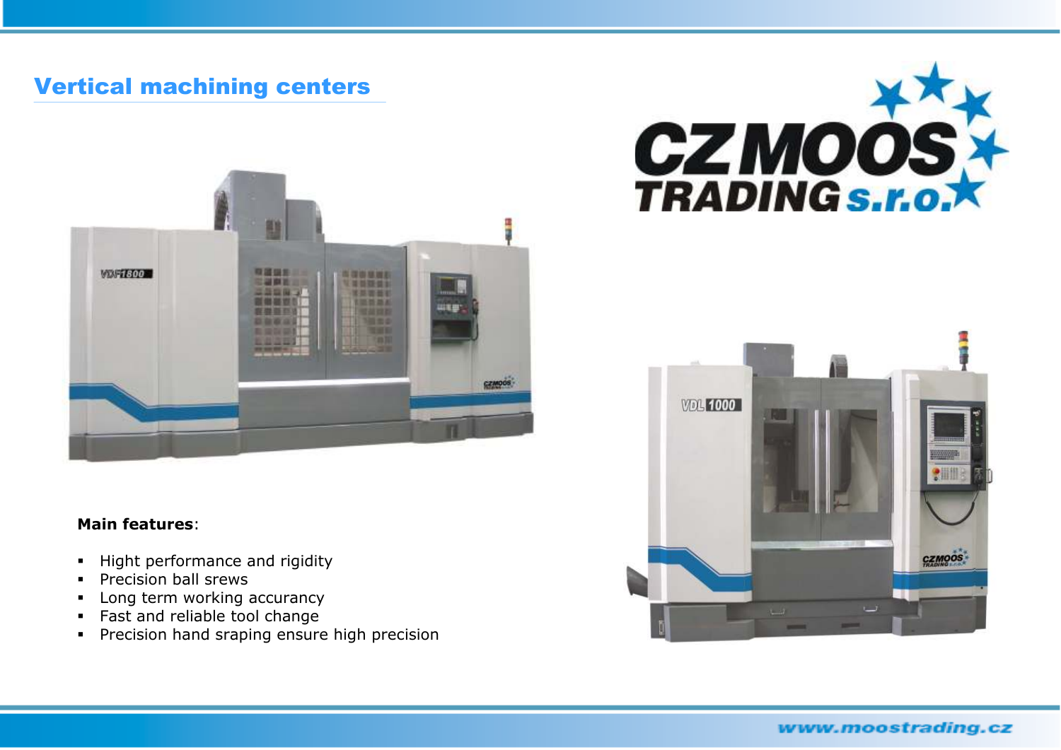# Vertical machining centers

**Main features**:

- Hight performance and rigidity
- Precision ball srews
- Long term working accurancy
- Fast and reliable tool change
- Precision hand sraping ensure high precision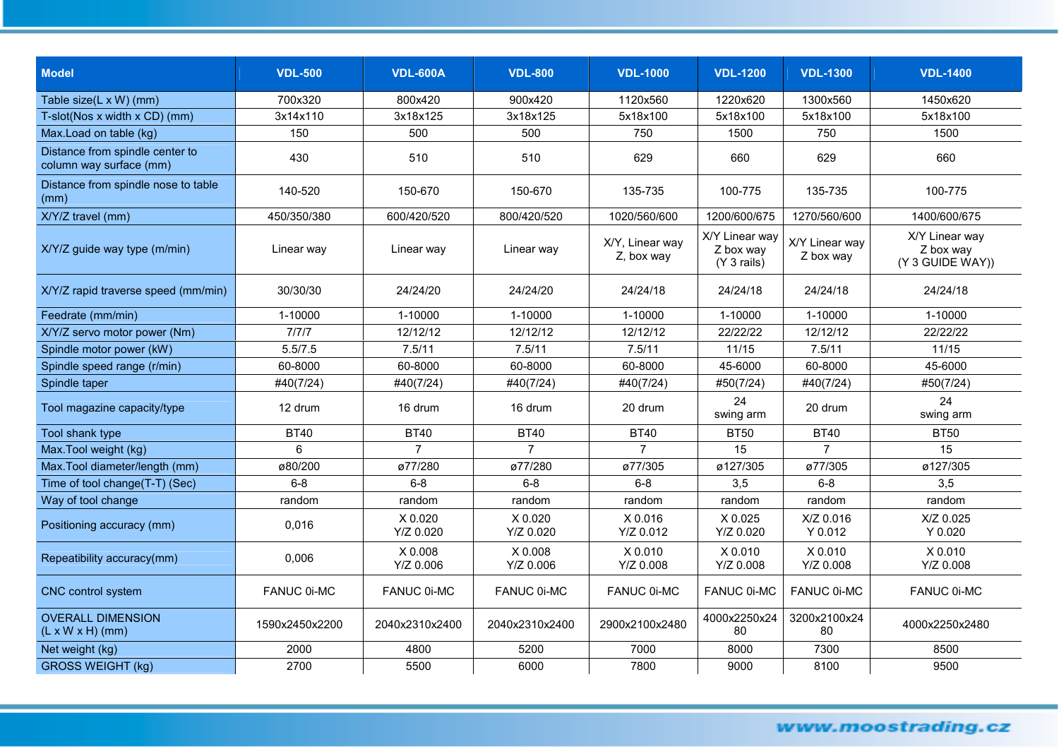| Model | VDL-500 | VDL-600A | VDL-800 | VDL-1000 | VDL-1200 | VDL-1300 | VDL-1400 |
|---|---|---|---|---|---|---|---|
| Table size(L x W) (mm) | 700x320 | 800x420 | 900x420 | 1120x560 | 1220x620 | 1300x560 | 1450x620 |
| T-slot(Nos x width x CD) (mm) | 3x14x110 | 3x18x125 | 3x18x125 | 5x18x100 | 5x18x100 | 5x18x100 | 5x18x100 |
| Max.Load on table (kg) | 150 | 500 | 500 | 750 | 1500 | 750 | 1500 |
| Distance from spindle center to column way surface (mm) | 430 | 510 | 510 | 629 | 660 | 629 | 660 |
| Distance from spindle nose to table (mm) | 140-520 | 150-670 | 150-670 | 135-735 | 100-775 | 135-735 | 100-775 |
| X/Y/Z travel (mm) | 450/350/380 | 600/420/520 | 800/420/520 | 1020/560/600 | 1200/600/675 | 1270/560/600 | 1400/600/675 |
| X/Y/Z guide way type (m/min) | Linear way | Linear way | Linear way | X/Y, Linear way Z, box way | X/Y Linear way Z box way (Y 3 rails) | X/Y Linear way Z box way | X/Y Linear way Z box way (Y 3 GUIDE WAY)) |
| X/Y/Z rapid traverse speed (mm/min) | 30/30/30 | 24/24/20 | 24/24/20 | 24/24/18 | 24/24/18 | 24/24/18 | 24/24/18 |
| Feedrate (mm/min) | 1-10000 | 1-10000 | 1-10000 | 1-10000 | 1-10000 | 1-10000 | 1-10000 |
| X/Y/Z servo motor power (Nm) | 7/7/7 | 12/12/12 | 12/12/12 | 12/12/12 | 22/22/22 | 12/12/12 | 22/22/22 |
| Spindle motor power (kW) | 5.5/7.5 | 7.5/11 | 7.5/11 | 7.5/11 | 11/15 | 7.5/11 | 11/15 |
| Spindle speed range (r/min) | 60-8000 | 60-8000 | 60-8000 | 60-8000 | 45-6000 | 60-8000 | 45-6000 |
| Spindle taper | #40(7/24) | #40(7/24) | #40(7/24) | #40(7/24) | #50(7/24) | #40(7/24) | #50(7/24) |
| Tool magazine capacity/type | 12 drum | 16 drum | 16 drum | 20 drum | 24 swing arm | 20 drum | 24 swing arm |
| Tool shank type | BT40 | BT40 | BT40 | BT40 | BT50 | BT40 | BT50 |
| Max.Tool weight (kg) | 6 | 7 | 7 | 7 | 15 | 7 | 15 |
| Max.Tool diameter/length (mm) | ø80/200 | ø77/280 | ø77/280 | ø77/305 | ø127/305 | ø77/305 | ø127/305 |
| Time of tool change(T-T) (Sec) | 6-8 | 6-8 | 6-8 | 6-8 | 3,5 | 6-8 | 3,5 |
| Way of tool change | random | random | random | random | random | random | random |
| Positioning accuracy (mm) | 0,016 | X 0.020 Y/Z 0.020 | X 0.020 Y/Z 0.020 | X 0.016 Y/Z 0.012 | X 0.025 Y/Z 0.020 | X/Z 0.016 Y 0.012 | X/Z 0.025 Y 0.020 |
| Repeatibility accuracy(mm) | 0,006 | X 0.008 Y/Z 0.006 | X 0.008 Y/Z 0.006 | X 0.010 Y/Z 0.008 | X 0.010 Y/Z 0.008 | X 0.010 Y/Z 0.008 | X 0.010 Y/Z 0.008 |
| CNC control system | FANUC 0i-MC | FANUC 0i-MC | FANUC 0i-MC | FANUC 0i-MC | FANUC 0i-MC | FANUC 0i-MC | FANUC 0i-MC |
| OVERALL DIMENSION (L x W x H) (mm) | 1590x2450x2200 | 2040x2310x2400 | 2040x2310x2400 | 2900x2100x2480 | 4000x2250x2480 | 3200x2100x2480 | 4000x2250x2480 |
| Net weight (kg) | 2000 | 4800 | 5200 | 7000 | 8000 | 7300 | 8500 |
| GROSS WEIGHT (kg) | 2700 | 5500 | 6000 | 7800 | 9000 | 8100 | 9500 |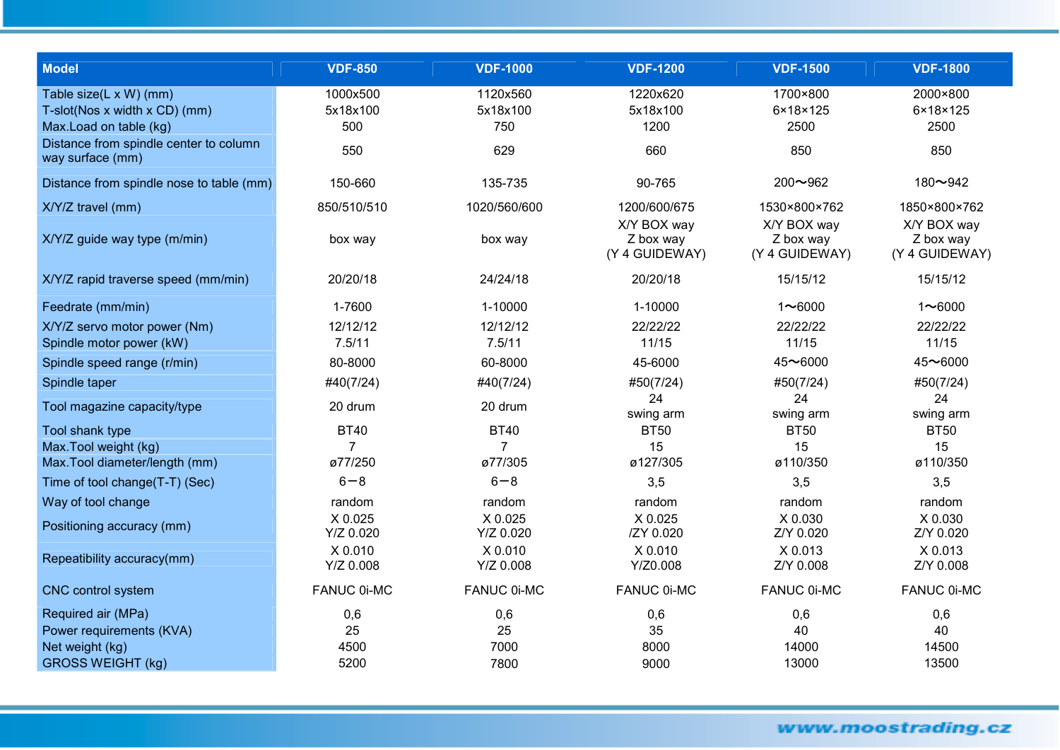| Model | VDF-850 | VDF-1000 | VDF-1200 | VDF-1500 | VDF-1800 |
|---|---|---|---|---|---|
| Table size(L x W) (mm) | 1000x500 | 1120x560 | 1220x620 | 1700×800 | 2000×800 |
| T-slot(Nos x width x CD) (mm) | 5x18x100 | 5x18x100 | 5x18x100 | 6×18×125 | 6×18×125 |
| Max.Load on table (kg) | 500 | 750 | 1200 | 2500 | 2500 |
| Distance from spindle center to column way surface (mm) | 550 | 629 | 660 | 850 | 850 |
| Distance from spindle nose to table (mm) | 150-660 | 135-735 | 90-765 | 200〜962 | 180〜942 |
| X/Y/Z travel (mm) | 850/510/510 | 1020/560/600 | 1200/600/675 | 1530×800×762 | 1850×800×762 |
| X/Y/Z guide way type (m/min) | box way | box way | X/Y BOX way Z box way (Y 4 GUIDEWAY) | X/Y BOX way Z box way (Y 4 GUIDEWAY) | X/Y BOX way Z box way (Y 4 GUIDEWAY) |
| X/Y/Z rapid traverse speed (mm/min) | 20/20/18 | 24/24/18 | 20/20/18 | 15/15/12 | 15/15/12 |
| Feedrate (mm/min) | 1-7600 | 1-10000 | 1-10000 | 1〜6000 | 1〜6000 |
| X/Y/Z servo motor power (Nm) | 12/12/12 | 12/12/12 | 22/22/22 | 22/22/22 | 22/22/22 |
| Spindle motor power (kW) | 7.5/11 | 7.5/11 | 11/15 | 11/15 | 11/15 |
| Spindle speed range (r/min) | 80-8000 | 60-8000 | 45-6000 | 45〜6000 | 45〜6000 |
| Spindle taper | #40(7/24) | #40(7/24) | #50(7/24) | #50(7/24) | #50(7/24) |
| Tool magazine capacity/type | 20 drum | 20 drum | 24 swing arm | 24 swing arm | 24 swing arm |
| Tool shank type | BT40 | BT40 | BT50 | BT50 | BT50 |
| Max.Tool weight (kg) | 7 | 7 | 15 | 15 | 15 |
| Max.Tool diameter/length (mm) | ø77/250 | ø77/305 | ø127/305 | ø110/350 | ø110/350 |
| Time of tool change(T-T) (Sec) | 6−8 | 6−8 | 3,5 | 3,5 | 3,5 |
| Way of tool change | random | random | random | random | random |
| Positioning accuracy (mm) | X 0.025 Y/Z 0.020 | X 0.025 Y/Z 0.020 | X 0.025 /ZY 0.020 | X 0.030 Z/Y 0.020 | X 0.030 Z/Y 0.020 |
| Repeatibility accuracy(mm) | X 0.010 Y/Z 0.008 | X 0.010 Y/Z 0.008 | X 0.010 Y/Z0.008 | X 0.013 Z/Y 0.008 | X 0.013 Z/Y 0.008 |
| CNC control system | FANUC 0i-MC | FANUC 0i-MC | FANUC 0i-MC | FANUC 0i-MC | FANUC 0i-MC |
| Required air (MPa) | 0,6 | 0,6 | 0,6 | 0,6 | 0,6 |
| Power requirements (KVA) | 25 | 25 | 35 | 40 | 40 |
| Net weight (kg) | 4500 | 7000 | 8000 | 14000 | 14500 |
| GROSS WEIGHT (kg) | 5200 | 7800 | 9000 | 13000 | 13500 |